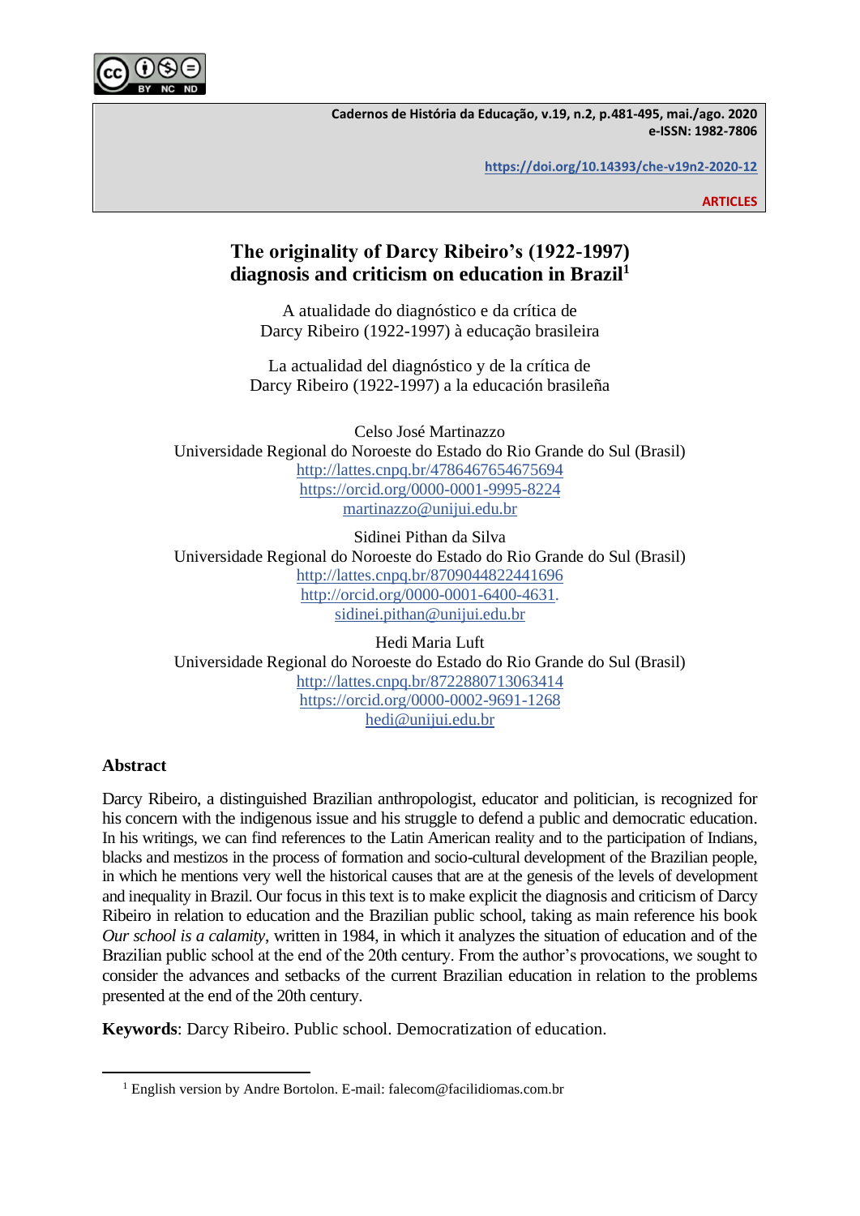ARTICLES

# The originality of Darcy Ribeiro's (1922-1997) diagnosis and criticism on education in Brazil[1]

A atualidade do diagnóstico e da crítica de Darcy Ribeiro (1922-1997) à educação brasileira

La actualidad del diagnóstico y de la crítica de Darcy Ribeiro (1922-1997) a la educación brasileña

Celso José Martinazzo
Universidade Regional do Noroeste do Estado do Rio Grande do Sul (Brasil)
http://lattes.cnpq.br/4786467654675694
https://orcid.org/0000-0001-9995-8224
martinazzo@unijui.edu.br

Sidinei Pithan da Silva
Universidade Regional do Noroeste do Estado do Rio Grande do Sul (Brasil)
http://lattes.cnpq.br/8709044822441696
http://orcid.org/0000-0001-6400-4631.
sidinei.pithan@unijui.edu.br

Hedi Maria Luft
Universidade Regional do Noroeste do Estado do Rio Grande do Sul (Brasil)
http://lattes.cnpq.br/8722880713063414
https://orcid.org/0000-0002-9691-1268
hedi@unijui.edu.br

## Abstract

Darcy Ribeiro, a distinguished Brazilian anthropologist, educator and politician, is recognized for his concern with the indigenous issue and his struggle to defend a public and democratic education. In his writings, we can find references to the Latin American reality and to the participation of Indians, blacks and mestizos in the process of formation and socio-cultural development of the Brazilian people, in which he mentions very well the historical causes that are at the genesis of the levels of development and inequality in Brazil. Our focus in this text is to make explicit the diagnosis and criticism of Darcy Ribeiro in relation to education and the Brazilian public school, taking as main reference his book *Our school is a calamity*, written in 1984, in which it analyzes the situation of education and of the Brazilian public school at the end of the 20th century. From the author's provocations, we sought to consider the advances and setbacks of the current Brazilian education in relation to the problems presented at the end of the 20th century.

**Keywords**: Darcy Ribeiro. Public school. Democratization of education.

---

[1] English version by Andre Bortolon. E-mail: falecom@facilidiomas.com.br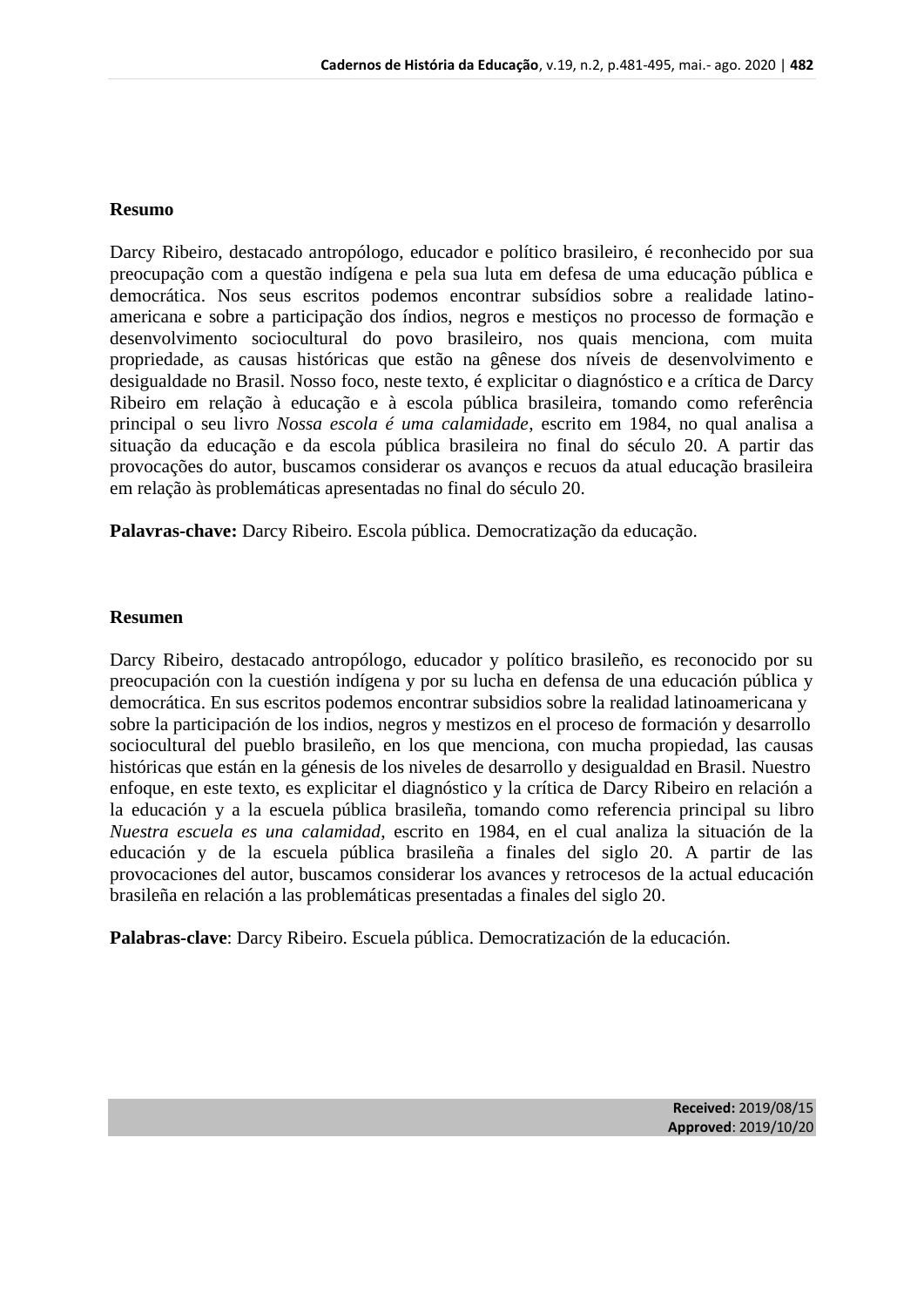## Resumo

Darcy Ribeiro, destacado antropólogo, educador e político brasileiro, é reconhecido por sua preocupação com a questão indígena e pela sua luta em defesa de uma educação pública e democrática. Nos seus escritos podemos encontrar subsídios sobre a realidade latino-americana e sobre a participação dos índios, negros e mestiços no processo de formação e desenvolvimento sociocultural do povo brasileiro, nos quais menciona, com muita propriedade, as causas históricas que estão na gênese dos níveis de desenvolvimento e desigualdade no Brasil. Nosso foco, neste texto, é explicitar o diagnóstico e a crítica de Darcy Ribeiro em relação à educação e à escola pública brasileira, tomando como referência principal o seu livro *Nossa escola é uma calamidade*, escrito em 1984, no qual analisa a situação da educação e da escola pública brasileira no final do século 20. A partir das provocações do autor, buscamos considerar os avanços e recuos da atual educação brasileira em relação às problemáticas apresentadas no final do século 20.

**Palavras-chave:** Darcy Ribeiro. Escola pública. Democratização da educação.

## Resumen

Darcy Ribeiro, destacado antropólogo, educador y político brasileño, es reconocido por su preocupación con la cuestión indígena y por su lucha en defensa de una educación pública y democrática. En sus escritos podemos encontrar subsidios sobre la realidad latinoamericana y sobre la participación de los indios, negros y mestizos en el proceso de formación y desarrollo sociocultural del pueblo brasileño, en los que menciona, con mucha propiedad, las causas históricas que están en la génesis de los niveles de desarrollo y desigualdad en Brasil. Nuestro enfoque, en este texto, es explicitar el diagnóstico y la crítica de Darcy Ribeiro en relación a la educación y a la escuela pública brasileña, tomando como referencia principal su libro *Nuestra escuela es una calamidad*, escrito en 1984, en el cual analiza la situación de la educación y de la escuela pública brasileña a finales del siglo 20. A partir de las provocaciones del autor, buscamos considerar los avances y retrocesos de la actual educación brasileña en relación a las problemáticas presentadas a finales del siglo 20.

**Palabras-clave**: Darcy Ribeiro. Escuela pública. Democratización de la educación.

**Received:** 2019/08/15
**Approved**: 2019/10/20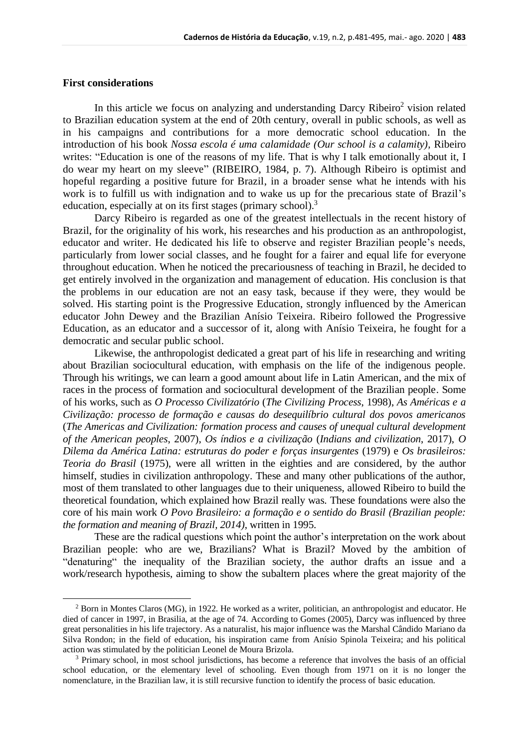## First considerations

In this article we focus on analyzing and understanding Darcy Ribeiro[2] vision related to Brazilian education system at the end of 20th century, overall in public schools, as well as in his campaigns and contributions for a more democratic school education. In the introduction of his book *Nossa escola é uma calamidade (Our school is a calamity),* Ribeiro writes: "Education is one of the reasons of my life. That is why I talk emotionally about it, I do wear my heart on my sleeve" (RIBEIRO, 1984, p. 7). Although Ribeiro is optimist and hopeful regarding a positive future for Brazil, in a broader sense what he intends with his work is to fulfill us with indignation and to wake us up for the precarious state of Brazil's education, especially at on its first stages (primary school).[3]

Darcy Ribeiro is regarded as one of the greatest intellectuals in the recent history of Brazil, for the originality of his work, his researches and his production as an anthropologist, educator and writer. He dedicated his life to observe and register Brazilian people's needs, particularly from lower social classes, and he fought for a fairer and equal life for everyone throughout education. When he noticed the precariousness of teaching in Brazil, he decided to get entirely involved in the organization and management of education. His conclusion is that the problems in our education are not an easy task, because if they were, they would be solved. His starting point is the Progressive Education, strongly influenced by the American educator John Dewey and the Brazilian Anísio Teixeira. Ribeiro followed the Progressive Education, as an educator and a successor of it, along with Anísio Teixeira, he fought for a democratic and secular public school.

Likewise, the anthropologist dedicated a great part of his life in researching and writing about Brazilian sociocultural education, with emphasis on the life of the indigenous people. Through his writings, we can learn a good amount about life in Latin American, and the mix of races in the process of formation and sociocultural development of the Brazilian people. Some of his works, such as *O Processo Civilizatório* (*The Civilizing Process*, 1998), *As Américas e a Civilização: processo de formação e causas do desequilíbrio cultural dos povos americanos* (*The Americas and Civilization: formation process and causes of unequal cultural development of the American peoples*, 2007), *Os índios e a civilização* (*Indians and civilization*, 2017), *O Dilema da América Latina: estruturas do poder e forças insurgentes* (1979) e *Os brasileiros: Teoria do Brasil* (1975), were all written in the eighties and are considered, by the author himself, studies in civilization anthropology. These and many other publications of the author, most of them translated to other languages due to their uniqueness, allowed Ribeiro to build the theoretical foundation, which explained how Brazil really was. These foundations were also the core of his main work *O Povo Brasileiro: a formação e o sentido do Brasil (Brazilian people: the formation and meaning of Brazil, 2014)*, written in 1995.

These are the radical questions which point the author's interpretation on the work about Brazilian people: who are we, Brazilians? What is Brazil? Moved by the ambition of "denaturing" the inequality of the Brazilian society, the author drafts an issue and a work/research hypothesis, aiming to show the subaltern places where the great majority of the

---

[2] Born in Montes Claros (MG), in 1922. He worked as a writer, politician, an anthropologist and educator. He died of cancer in 1997, in Brasilia, at the age of 74. According to Gomes (2005), Darcy was influenced by three great personalities in his life trajectory. As a naturalist, his major influence was the Marshal Cândido Mariano da Silva Rondon; in the field of education, his inspiration came from Anísio Spinola Teixeira; and his political action was stimulated by the politician Leonel de Moura Brizola.

[3] Primary school, in most school jurisdictions, has become a reference that involves the basis of an official school education, or the elementary level of schooling. Even though from 1971 on it is no longer the nomenclature, in the Brazilian law, it is still recursive function to identify the process of basic education.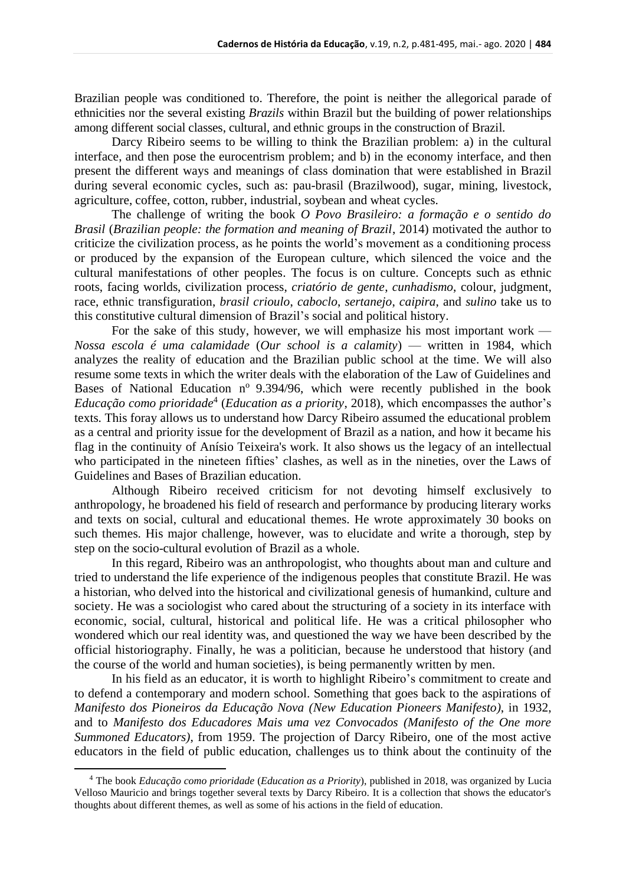Brazilian people was conditioned to. Therefore, the point is neither the allegorical parade of ethnicities nor the several existing *Brazils* within Brazil but the building of power relationships among different social classes, cultural, and ethnic groups in the construction of Brazil.

Darcy Ribeiro seems to be willing to think the Brazilian problem: a) in the cultural interface, and then pose the eurocentrism problem; and b) in the economy interface, and then present the different ways and meanings of class domination that were established in Brazil during several economic cycles, such as: pau-brasil (Brazilwood), sugar, mining, livestock, agriculture, coffee, cotton, rubber, industrial, soybean and wheat cycles.

The challenge of writing the book *O Povo Brasileiro: a formação e o sentido do Brasil* (*Brazilian people: the formation and meaning of Brazil*, 2014) motivated the author to criticize the civilization process, as he points the world's movement as a conditioning process or produced by the expansion of the European culture, which silenced the voice and the cultural manifestations of other peoples. The focus is on culture. Concepts such as ethnic roots, facing worlds, civilization process, *criatório de gente*, *cunhadismo*, colour, judgment, race, ethnic transfiguration, *brasil crioulo*, *caboclo*, *sertanejo*, *caipira*, and *sulino* take us to this constitutive cultural dimension of Brazil's social and political history.

For the sake of this study, however, we will emphasize his most important work — *Nossa escola é uma calamidade* (*Our school is a calamity*) — written in 1984, which analyzes the reality of education and the Brazilian public school at the time. We will also resume some texts in which the writer deals with the elaboration of the Law of Guidelines and Bases of National Education nº 9.394/96, which were recently published in the book *Educação como prioridade*[4] (*Education as a priority*, 2018), which encompasses the author's texts. This foray allows us to understand how Darcy Ribeiro assumed the educational problem as a central and priority issue for the development of Brazil as a nation, and how it became his flag in the continuity of Anísio Teixeira's work. It also shows us the legacy of an intellectual who participated in the nineteen fifties' clashes, as well as in the nineties, over the Laws of Guidelines and Bases of Brazilian education.

Although Ribeiro received criticism for not devoting himself exclusively to anthropology, he broadened his field of research and performance by producing literary works and texts on social, cultural and educational themes. He wrote approximately 30 books on such themes. His major challenge, however, was to elucidate and write a thorough, step by step on the socio-cultural evolution of Brazil as a whole.

In this regard, Ribeiro was an anthropologist, who thoughts about man and culture and tried to understand the life experience of the indigenous peoples that constitute Brazil. He was a historian, who delved into the historical and civilizational genesis of humankind, culture and society. He was a sociologist who cared about the structuring of a society in its interface with economic, social, cultural, historical and political life. He was a critical philosopher who wondered which our real identity was, and questioned the way we have been described by the official historiography. Finally, he was a politician, because he understood that history (and the course of the world and human societies), is being permanently written by men.

In his field as an educator, it is worth to highlight Ribeiro's commitment to create and to defend a contemporary and modern school. Something that goes back to the aspirations of *Manifesto dos Pioneiros da Educação Nova (New Education Pioneers Manifesto)*, in 1932, and to *Manifesto dos Educadores Mais uma vez Convocados (Manifesto of the One more Summoned Educators)*, from 1959. The projection of Darcy Ribeiro, one of the most active educators in the field of public education, challenges us to think about the continuity of the

[4] The book *Educação como prioridade* (*Education as a Priority*), published in 2018, was organized by Lucia Velloso Mauricio and brings together several texts by Darcy Ribeiro. It is a collection that shows the educator's thoughts about different themes, as well as some of his actions in the field of education.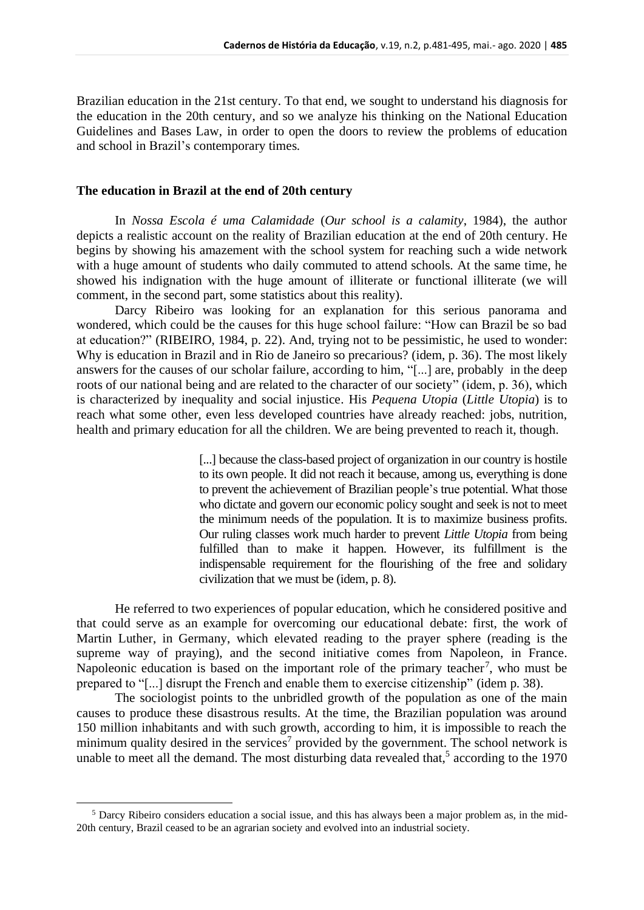Brazilian education in the 21st century. To that end, we sought to understand his diagnosis for the education in the 20th century, and so we analyze his thinking on the National Education Guidelines and Bases Law, in order to open the doors to review the problems of education and school in Brazil's contemporary times.

## The education in Brazil at the end of 20th century

In *Nossa Escola é uma Calamidade* (*Our school is a calamity*, 1984), the author depicts a realistic account on the reality of Brazilian education at the end of 20th century. He begins by showing his amazement with the school system for reaching such a wide network with a huge amount of students who daily commuted to attend schools. At the same time, he showed his indignation with the huge amount of illiterate or functional illiterate (we will comment, in the second part, some statistics about this reality).

Darcy Ribeiro was looking for an explanation for this serious panorama and wondered, which could be the causes for this huge school failure: "How can Brazil be so bad at education?" (RIBEIRO, 1984, p. 22). And, trying not to be pessimistic, he used to wonder: Why is education in Brazil and in Rio de Janeiro so precarious? (idem, p. 36). The most likely answers for the causes of our scholar failure, according to him, "[...] are, probably in the deep roots of our national being and are related to the character of our society" (idem, p. 36), which is characterized by inequality and social injustice. His *Pequena Utopia* (*Little Utopia*) is to reach what some other, even less developed countries have already reached: jobs, nutrition, health and primary education for all the children. We are being prevented to reach it, though.

> [...] because the class-based project of organization in our country is hostile to its own people. It did not reach it because, among us, everything is done to prevent the achievement of Brazilian people's true potential. What those who dictate and govern our economic policy sought and seek is not to meet the minimum needs of the population. It is to maximize business profits. Our ruling classes work much harder to prevent *Little Utopia* from being fulfilled than to make it happen. However, its fulfillment is the indispensable requirement for the flourishing of the free and solidary civilization that we must be (idem, p. 8).

He referred to two experiences of popular education, which he considered positive and that could serve as an example for overcoming our educational debate: first, the work of Martin Luther, in Germany, which elevated reading to the prayer sphere (reading is the supreme way of praying), and the second initiative comes from Napoleon, in France. Napoleonic education is based on the important role of the primary teacher[7], who must be prepared to "[...] disrupt the French and enable them to exercise citizenship" (idem p. 38).

The sociologist points to the unbridled growth of the population as one of the main causes to produce these disastrous results. At the time, the Brazilian population was around 150 million inhabitants and with such growth, according to him, it is impossible to reach the minimum quality desired in the services[7] provided by the government. The school network is unable to meet all the demand. The most disturbing data revealed that,[5] according to the 1970

[5] Darcy Ribeiro considers education a social issue, and this has always been a major problem as, in the mid-20th century, Brazil ceased to be an agrarian society and evolved into an industrial society.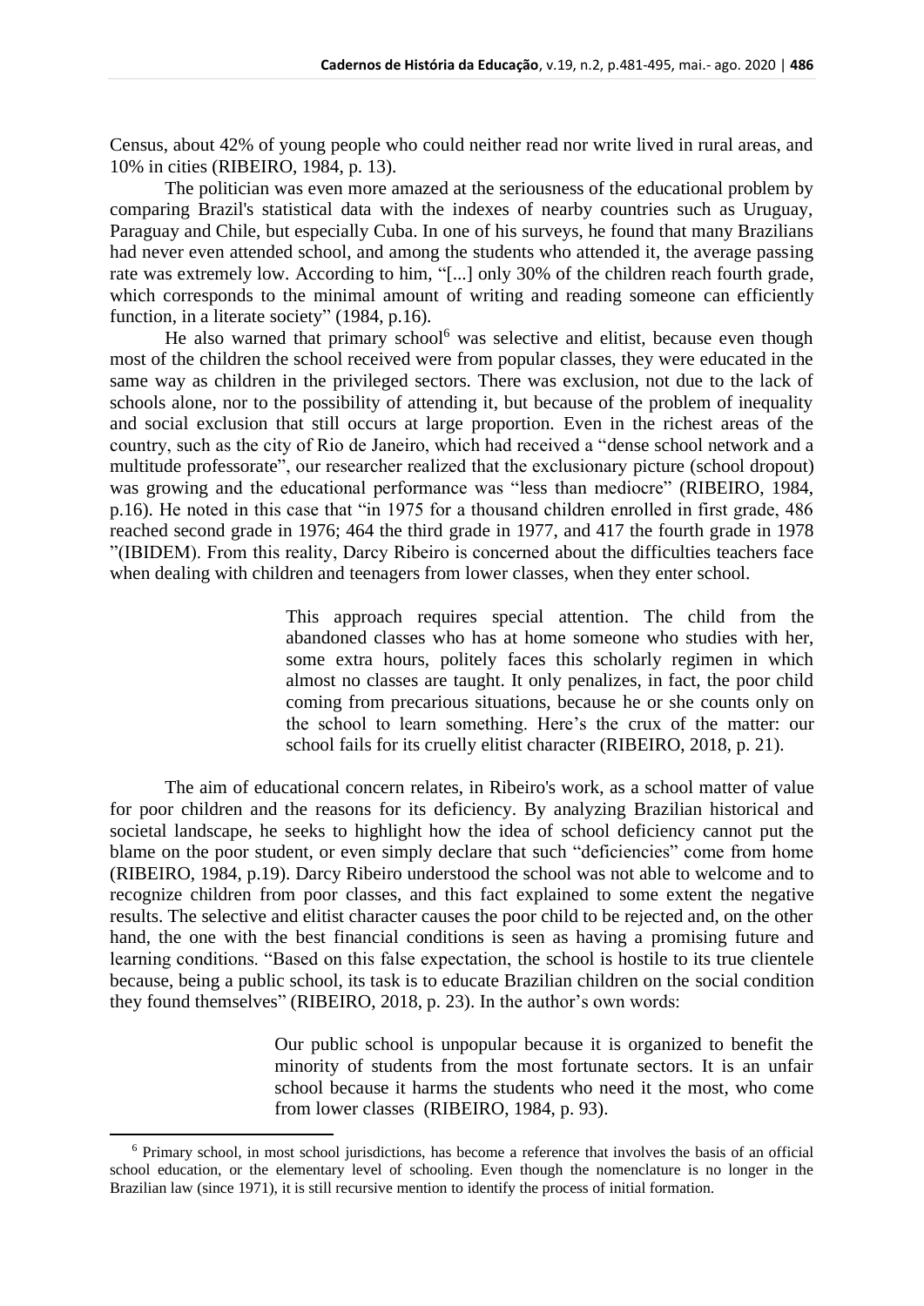Census, about 42% of young people who could neither read nor write lived in rural areas, and 10% in cities (RIBEIRO, 1984, p. 13).

The politician was even more amazed at the seriousness of the educational problem by comparing Brazil's statistical data with the indexes of nearby countries such as Uruguay, Paraguay and Chile, but especially Cuba. In one of his surveys, he found that many Brazilians had never even attended school, and among the students who attended it, the average passing rate was extremely low. According to him, "[...] only 30% of the children reach fourth grade, which corresponds to the minimal amount of writing and reading someone can efficiently function, in a literate society" (1984, p.16).

He also warned that primary school[6] was selective and elitist, because even though most of the children the school received were from popular classes, they were educated in the same way as children in the privileged sectors. There was exclusion, not due to the lack of schools alone, nor to the possibility of attending it, but because of the problem of inequality and social exclusion that still occurs at large proportion. Even in the richest areas of the country, such as the city of Rio de Janeiro, which had received a "dense school network and a multitude professorate", our researcher realized that the exclusionary picture (school dropout) was growing and the educational performance was "less than mediocre" (RIBEIRO, 1984, p.16). He noted in this case that "in 1975 for a thousand children enrolled in first grade, 486 reached second grade in 1976; 464 the third grade in 1977, and 417 the fourth grade in 1978 "(IBIDEM). From this reality, Darcy Ribeiro is concerned about the difficulties teachers face when dealing with children and teenagers from lower classes, when they enter school.

> This approach requires special attention. The child from the abandoned classes who has at home someone who studies with her, some extra hours, politely faces this scholarly regimen in which almost no classes are taught. It only penalizes, in fact, the poor child coming from precarious situations, because he or she counts only on the school to learn something. Here's the crux of the matter: our school fails for its cruelly elitist character (RIBEIRO, 2018, p. 21).

The aim of educational concern relates, in Ribeiro's work, as a school matter of value for poor children and the reasons for its deficiency. By analyzing Brazilian historical and societal landscape, he seeks to highlight how the idea of school deficiency cannot put the blame on the poor student, or even simply declare that such "deficiencies" come from home (RIBEIRO, 1984, p.19). Darcy Ribeiro understood the school was not able to welcome and to recognize children from poor classes, and this fact explained to some extent the negative results. The selective and elitist character causes the poor child to be rejected and, on the other hand, the one with the best financial conditions is seen as having a promising future and learning conditions. "Based on this false expectation, the school is hostile to its true clientele because, being a public school, its task is to educate Brazilian children on the social condition they found themselves" (RIBEIRO, 2018, p. 23). In the author's own words:

> Our public school is unpopular because it is organized to benefit the minority of students from the most fortunate sectors. It is an unfair school because it harms the students who need it the most, who come from lower classes (RIBEIRO, 1984, p. 93).

[6] Primary school, in most school jurisdictions, has become a reference that involves the basis of an official school education, or the elementary level of schooling. Even though the nomenclature is no longer in the Brazilian law (since 1971), it is still recursive mention to identify the process of initial formation.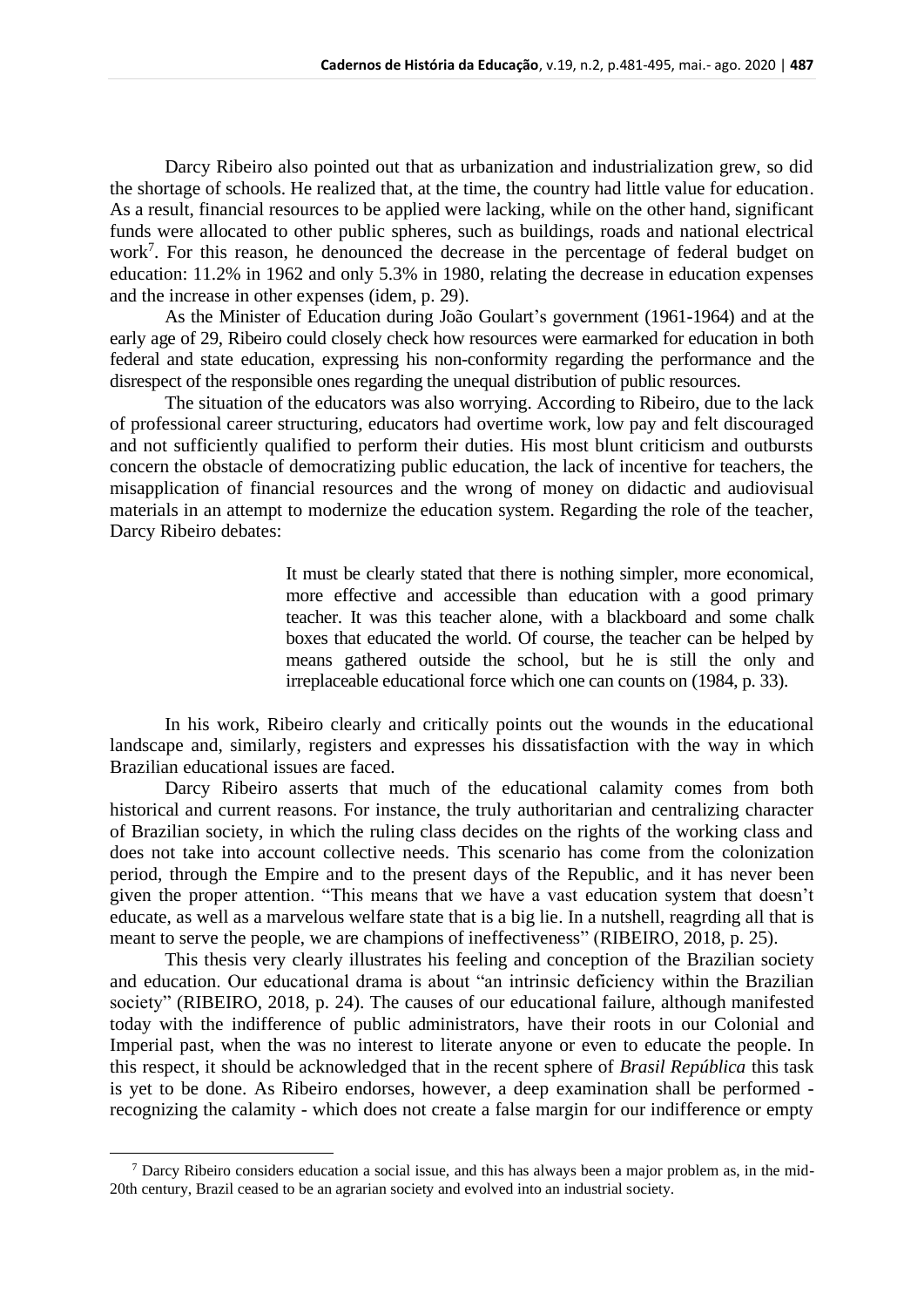Darcy Ribeiro also pointed out that as urbanization and industrialization grew, so did the shortage of schools. He realized that, at the time, the country had little value for education. As a result, financial resources to be applied were lacking, while on the other hand, significant funds were allocated to other public spheres, such as buildings, roads and national electrical work[7]. For this reason, he denounced the decrease in the percentage of federal budget on education: 11.2% in 1962 and only 5.3% in 1980, relating the decrease in education expenses and the increase in other expenses (idem, p. 29).

As the Minister of Education during João Goulart's government (1961-1964) and at the early age of 29, Ribeiro could closely check how resources were earmarked for education in both federal and state education, expressing his non-conformity regarding the performance and the disrespect of the responsible ones regarding the unequal distribution of public resources.

The situation of the educators was also worrying. According to Ribeiro, due to the lack of professional career structuring, educators had overtime work, low pay and felt discouraged and not sufficiently qualified to perform their duties. His most blunt criticism and outbursts concern the obstacle of democratizing public education, the lack of incentive for teachers, the misapplication of financial resources and the wrong of money on didactic and audiovisual materials in an attempt to modernize the education system. Regarding the role of the teacher, Darcy Ribeiro debates:

> It must be clearly stated that there is nothing simpler, more economical, more effective and accessible than education with a good primary teacher. It was this teacher alone, with a blackboard and some chalk boxes that educated the world. Of course, the teacher can be helped by means gathered outside the school, but he is still the only and irreplaceable educational force which one can counts on (1984, p. 33).

In his work, Ribeiro clearly and critically points out the wounds in the educational landscape and, similarly, registers and expresses his dissatisfaction with the way in which Brazilian educational issues are faced.

Darcy Ribeiro asserts that much of the educational calamity comes from both historical and current reasons. For instance, the truly authoritarian and centralizing character of Brazilian society, in which the ruling class decides on the rights of the working class and does not take into account collective needs. This scenario has come from the colonization period, through the Empire and to the present days of the Republic, and it has never been given the proper attention. "This means that we have a vast education system that doesn't educate, as well as a marvelous welfare state that is a big lie. In a nutshell, reagrding all that is meant to serve the people, we are champions of ineffectiveness" (RIBEIRO, 2018, p. 25).

This thesis very clearly illustrates his feeling and conception of the Brazilian society and education. Our educational drama is about "an intrinsic deficiency within the Brazilian society" (RIBEIRO, 2018, p. 24). The causes of our educational failure, although manifested today with the indifference of public administrators, have their roots in our Colonial and Imperial past, when the was no interest to literate anyone or even to educate the people. In this respect, it should be acknowledged that in the recent sphere of *Brasil República* this task is yet to be done. As Ribeiro endorses, however, a deep examination shall be performed - recognizing the calamity - which does not create a false margin for our indifference or empty

---

[7] Darcy Ribeiro considers education a social issue, and this has always been a major problem as, in the mid-20th century, Brazil ceased to be an agrarian society and evolved into an industrial society.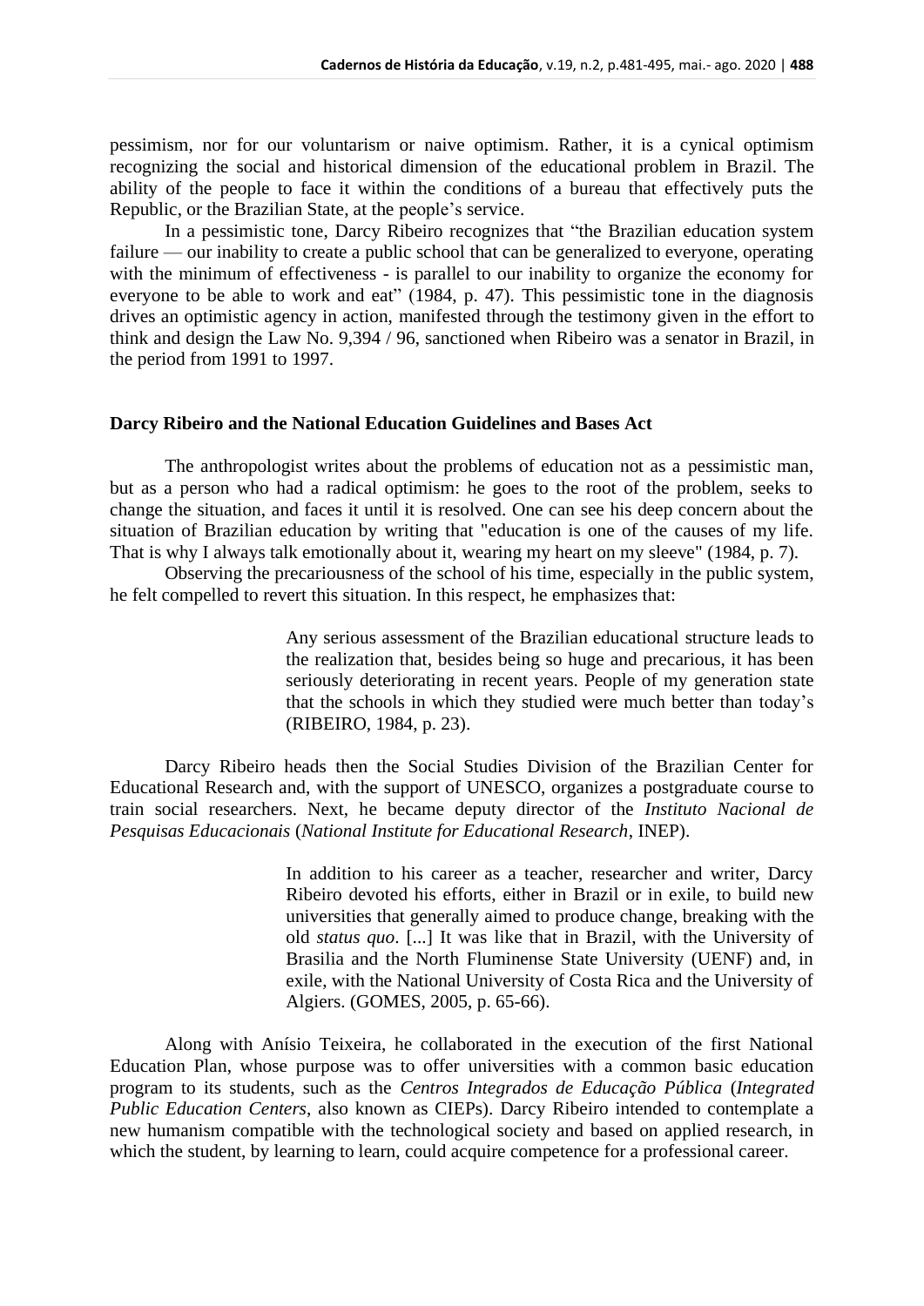pessimism, nor for our voluntarism or naive optimism. Rather, it is a cynical optimism recognizing the social and historical dimension of the educational problem in Brazil. The ability of the people to face it within the conditions of a bureau that effectively puts the Republic, or the Brazilian State, at the people's service.

In a pessimistic tone, Darcy Ribeiro recognizes that "the Brazilian education system failure — our inability to create a public school that can be generalized to everyone, operating with the minimum of effectiveness - is parallel to our inability to organize the economy for everyone to be able to work and eat" (1984, p. 47). This pessimistic tone in the diagnosis drives an optimistic agency in action, manifested through the testimony given in the effort to think and design the Law No. 9,394 / 96, sanctioned when Ribeiro was a senator in Brazil, in the period from 1991 to 1997.

## Darcy Ribeiro and the National Education Guidelines and Bases Act

The anthropologist writes about the problems of education not as a pessimistic man, but as a person who had a radical optimism: he goes to the root of the problem, seeks to change the situation, and faces it until it is resolved. One can see his deep concern about the situation of Brazilian education by writing that "education is one of the causes of my life. That is why I always talk emotionally about it, wearing my heart on my sleeve" (1984, p. 7).

Observing the precariousness of the school of his time, especially in the public system, he felt compelled to revert this situation. In this respect, he emphasizes that:

> Any serious assessment of the Brazilian educational structure leads to the realization that, besides being so huge and precarious, it has been seriously deteriorating in recent years. People of my generation state that the schools in which they studied were much better than today's (RIBEIRO, 1984, p. 23).

Darcy Ribeiro heads then the Social Studies Division of the Brazilian Center for Educational Research and, with the support of UNESCO, organizes a postgraduate course to train social researchers. Next, he became deputy director of the *Instituto Nacional de Pesquisas Educacionais* (*National Institute for Educational Research*, INEP).

> In addition to his career as a teacher, researcher and writer, Darcy Ribeiro devoted his efforts, either in Brazil or in exile, to build new universities that generally aimed to produce change, breaking with the old *status quo*. [...] It was like that in Brazil, with the University of Brasilia and the North Fluminense State University (UENF) and, in exile, with the National University of Costa Rica and the University of Algiers. (GOMES, 2005, p. 65-66).

Along with Anísio Teixeira, he collaborated in the execution of the first National Education Plan, whose purpose was to offer universities with a common basic education program to its students, such as the *Centros Integrados de Educação Pública* (*Integrated Public Education Centers*, also known as CIEPs). Darcy Ribeiro intended to contemplate a new humanism compatible with the technological society and based on applied research, in which the student, by learning to learn, could acquire competence for a professional career.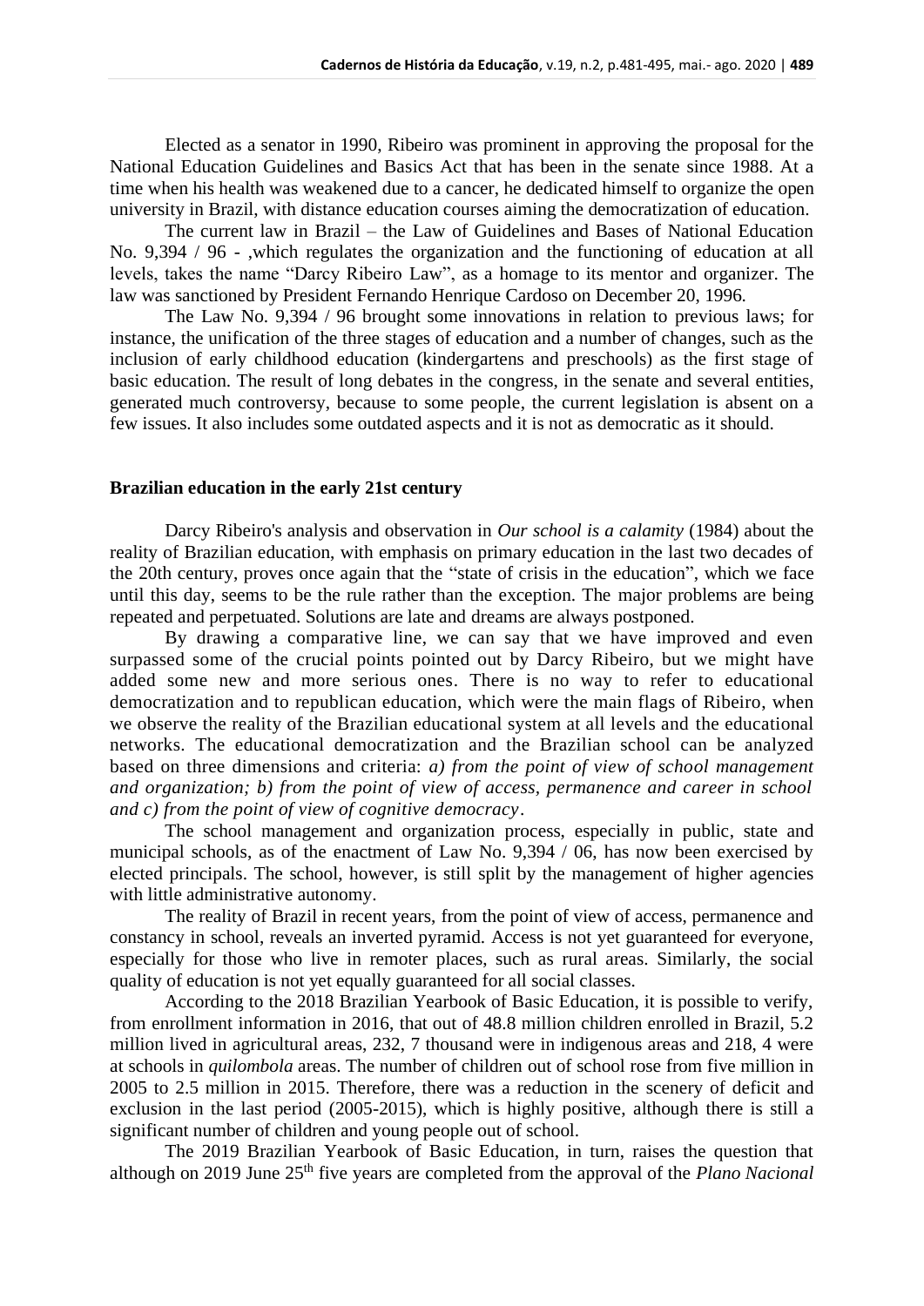Elected as a senator in 1990, Ribeiro was prominent in approving the proposal for the National Education Guidelines and Basics Act that has been in the senate since 1988. At a time when his health was weakened due to a cancer, he dedicated himself to organize the open university in Brazil, with distance education courses aiming the democratization of education.

The current law in Brazil – the Law of Guidelines and Bases of National Education No. 9,394 / 96 - ,which regulates the organization and the functioning of education at all levels, takes the name "Darcy Ribeiro Law", as a homage to its mentor and organizer. The law was sanctioned by President Fernando Henrique Cardoso on December 20, 1996.

The Law No. 9,394 / 96 brought some innovations in relation to previous laws; for instance, the unification of the three stages of education and a number of changes, such as the inclusion of early childhood education (kindergartens and preschools) as the first stage of basic education. The result of long debates in the congress, in the senate and several entities, generated much controversy, because to some people, the current legislation is absent on a few issues. It also includes some outdated aspects and it is not as democratic as it should.

## Brazilian education in the early 21st century

Darcy Ribeiro's analysis and observation in *Our school is a calamity* (1984) about the reality of Brazilian education, with emphasis on primary education in the last two decades of the 20th century, proves once again that the "state of crisis in the education", which we face until this day, seems to be the rule rather than the exception. The major problems are being repeated and perpetuated. Solutions are late and dreams are always postponed.

By drawing a comparative line, we can say that we have improved and even surpassed some of the crucial points pointed out by Darcy Ribeiro, but we might have added some new and more serious ones. There is no way to refer to educational democratization and to republican education, which were the main flags of Ribeiro, when we observe the reality of the Brazilian educational system at all levels and the educational networks. The educational democratization and the Brazilian school can be analyzed based on three dimensions and criteria: ***a) from the point of view of school management and organization; b) from the point of view of access, permanence and career in school and c) from the point of view of cognitive democracy***.

The school management and organization process, especially in public, state and municipal schools, as of the enactment of Law No. 9,394 / 06, has now been exercised by elected principals. The school, however, is still split by the management of higher agencies with little administrative autonomy.

The reality of Brazil in recent years, from the point of view of access, permanence and constancy in school, reveals an inverted pyramid. Access is not yet guaranteed for everyone, especially for those who live in remoter places, such as rural areas. Similarly, the social quality of education is not yet equally guaranteed for all social classes.

According to the 2018 Brazilian Yearbook of Basic Education, it is possible to verify, from enrollment information in 2016, that out of 48.8 million children enrolled in Brazil, 5.2 million lived in agricultural areas, 232, 7 thousand were in indigenous areas and 218, 4 were at schools in *quilombola* areas. The number of children out of school rose from five million in 2005 to 2.5 million in 2015. Therefore, there was a reduction in the scenery of deficit and exclusion in the last period (2005-2015), which is highly positive, although there is still a significant number of children and young people out of school.

The 2019 Brazilian Yearbook of Basic Education, in turn, raises the question that although on 2019 June 25th five years are completed from the approval of the *Plano Nacional*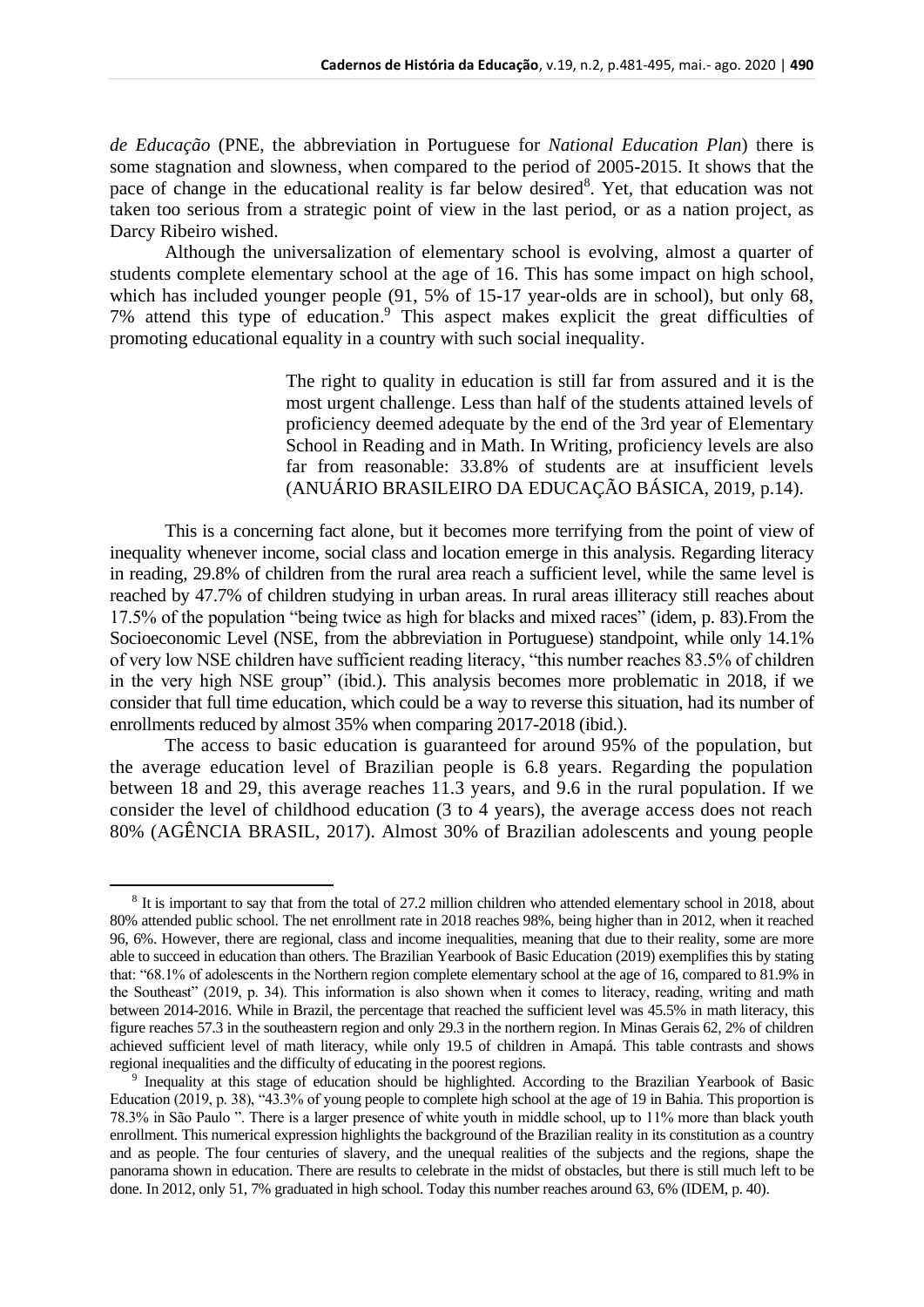*de Educação* (PNE, the abbreviation in Portuguese for *National Education Plan*) there is some stagnation and slowness, when compared to the period of 2005-2015. It shows that the pace of change in the educational reality is far below desired[8]. Yet, that education was not taken too serious from a strategic point of view in the last period, or as a nation project, as Darcy Ribeiro wished.

Although the universalization of elementary school is evolving, almost a quarter of students complete elementary school at the age of 16. This has some impact on high school, which has included younger people (91, 5% of 15-17 year-olds are in school), but only 68, 7% attend this type of education.[9] This aspect makes explicit the great difficulties of promoting educational equality in a country with such social inequality.

> The right to quality in education is still far from assured and it is the most urgent challenge. Less than half of the students attained levels of proficiency deemed adequate by the end of the 3rd year of Elementary School in Reading and in Math. In Writing, proficiency levels are also far from reasonable: 33.8% of students are at insufficient levels (ANUÁRIO BRASILEIRO DA EDUCAÇÃO BÁSICA, 2019, p.14).

This is a concerning fact alone, but it becomes more terrifying from the point of view of inequality whenever income, social class and location emerge in this analysis. Regarding literacy in reading, 29.8% of children from the rural area reach a sufficient level, while the same level is reached by 47.7% of children studying in urban areas. In rural areas illiteracy still reaches about 17.5% of the population "being twice as high for blacks and mixed races" (idem, p. 83).From the Socioeconomic Level (NSE, from the abbreviation in Portuguese) standpoint, while only 14.1% of very low NSE children have sufficient reading literacy, "this number reaches 83.5% of children in the very high NSE group" (ibid.). This analysis becomes more problematic in 2018, if we consider that full time education, which could be a way to reverse this situation, had its number of enrollments reduced by almost 35% when comparing 2017-2018 (ibid.).

The access to basic education is guaranteed for around 95% of the population, but the average education level of Brazilian people is 6.8 years. Regarding the population between 18 and 29, this average reaches 11.3 years, and 9.6 in the rural population. If we consider the level of childhood education (3 to 4 years), the average access does not reach 80% (AGÊNCIA BRASIL, 2017). Almost 30% of Brazilian adolescents and young people

---

[8] It is important to say that from the total of 27.2 million children who attended elementary school in 2018, about 80% attended public school. The net enrollment rate in 2018 reaches 98%, being higher than in 2012, when it reached 96, 6%. However, there are regional, class and income inequalities, meaning that due to their reality, some are more able to succeed in education than others. The Brazilian Yearbook of Basic Education (2019) exemplifies this by stating that: "68.1% of adolescents in the Northern region complete elementary school at the age of 16, compared to 81.9% in the Southeast" (2019, p. 34). This information is also shown when it comes to literacy, reading, writing and math between 2014-2016. While in Brazil, the percentage that reached the sufficient level was 45.5% in math literacy, this figure reaches 57.3 in the southeastern region and only 29.3 in the northern region. In Minas Gerais 62, 2% of children achieved sufficient level of math literacy, while only 19.5 of children in Amapá. This table contrasts and shows regional inequalities and the difficulty of educating in the poorest regions.

[9] Inequality at this stage of education should be highlighted. According to the Brazilian Yearbook of Basic Education (2019, p. 38), "43.3% of young people to complete high school at the age of 19 in Bahia. This proportion is 78.3% in São Paulo ". There is a larger presence of white youth in middle school, up to 11% more than black youth enrollment. This numerical expression highlights the background of the Brazilian reality in its constitution as a country and as people. The four centuries of slavery, and the unequal realities of the subjects and the regions, shape the panorama shown in education. There are results to celebrate in the midst of obstacles, but there is still much left to be done. In 2012, only 51, 7% graduated in high school. Today this number reaches around 63, 6% (IDEM, p. 40).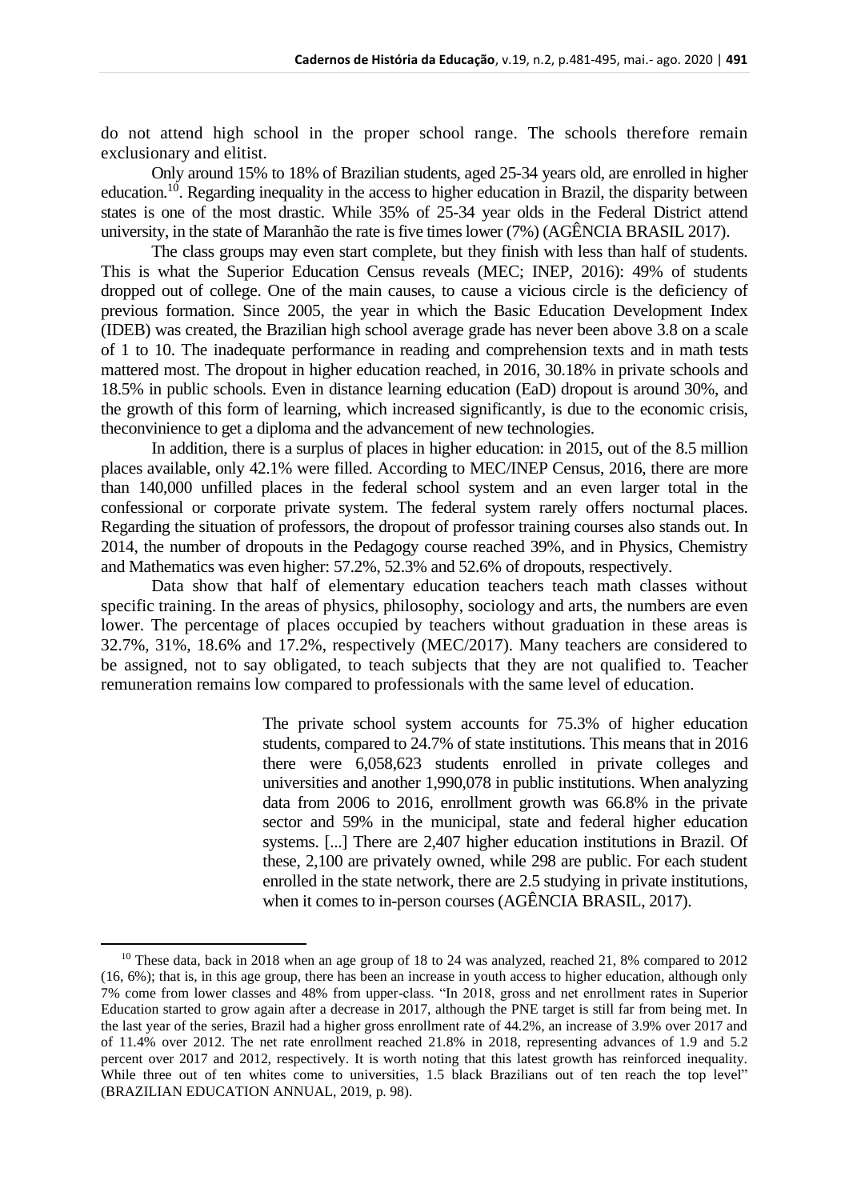do not attend high school in the proper school range. The schools therefore remain exclusionary and elitist.

Only around 15% to 18% of Brazilian students, aged 25-34 years old, are enrolled in higher education.[10]. Regarding inequality in the access to higher education in Brazil, the disparity between states is one of the most drastic. While 35% of 25-34 year olds in the Federal District attend university, in the state of Maranhão the rate is five times lower (7%) (AGÊNCIA BRASIL 2017).

The class groups may even start complete, but they finish with less than half of students. This is what the Superior Education Census reveals (MEC; INEP, 2016): 49% of students dropped out of college. One of the main causes, to cause a vicious circle is the deficiency of previous formation. Since 2005, the year in which the Basic Education Development Index (IDEB) was created, the Brazilian high school average grade has never been above 3.8 on a scale of 1 to 10. The inadequate performance in reading and comprehension texts and in math tests mattered most. The dropout in higher education reached, in 2016, 30.18% in private schools and 18.5% in public schools. Even in distance learning education (EaD) dropout is around 30%, and the growth of this form of learning, which increased significantly, is due to the economic crisis, theconvinience to get a diploma and the advancement of new technologies.

In addition, there is a surplus of places in higher education: in 2015, out of the 8.5 million places available, only 42.1% were filled. According to MEC/INEP Census, 2016, there are more than 140,000 unfilled places in the federal school system and an even larger total in the confessional or corporate private system. The federal system rarely offers nocturnal places. Regarding the situation of professors, the dropout of professor training courses also stands out. In 2014, the number of dropouts in the Pedagogy course reached 39%, and in Physics, Chemistry and Mathematics was even higher: 57.2%, 52.3% and 52.6% of dropouts, respectively.

Data show that half of elementary education teachers teach math classes without specific training. In the areas of physics, philosophy, sociology and arts, the numbers are even lower. The percentage of places occupied by teachers without graduation in these areas is 32.7%, 31%, 18.6% and 17.2%, respectively (MEC/2017). Many teachers are considered to be assigned, not to say obligated, to teach subjects that they are not qualified to. Teacher remuneration remains low compared to professionals with the same level of education.

> The private school system accounts for 75.3% of higher education students, compared to 24.7% of state institutions. This means that in 2016 there were 6,058,623 students enrolled in private colleges and universities and another 1,990,078 in public institutions. When analyzing data from 2006 to 2016, enrollment growth was 66.8% in the private sector and 59% in the municipal, state and federal higher education systems. [...] There are 2,407 higher education institutions in Brazil. Of these, 2,100 are privately owned, while 298 are public. For each student enrolled in the state network, there are 2.5 studying in private institutions, when it comes to in-person courses (AGÊNCIA BRASIL, 2017).

[10] These data, back in 2018 when an age group of 18 to 24 was analyzed, reached 21, 8% compared to 2012 (16, 6%); that is, in this age group, there has been an increase in youth access to higher education, although only 7% come from lower classes and 48% from upper-class. "In 2018, gross and net enrollment rates in Superior Education started to grow again after a decrease in 2017, although the PNE target is still far from being met. In the last year of the series, Brazil had a higher gross enrollment rate of 44.2%, an increase of 3.9% over 2017 and of 11.4% over 2012. The net rate enrollment reached 21.8% in 2018, representing advances of 1.9 and 5.2 percent over 2017 and 2012, respectively. It is worth noting that this latest growth has reinforced inequality. While three out of ten whites come to universities, 1.5 black Brazilians out of ten reach the top level" (BRAZILIAN EDUCATION ANNUAL, 2019, p. 98).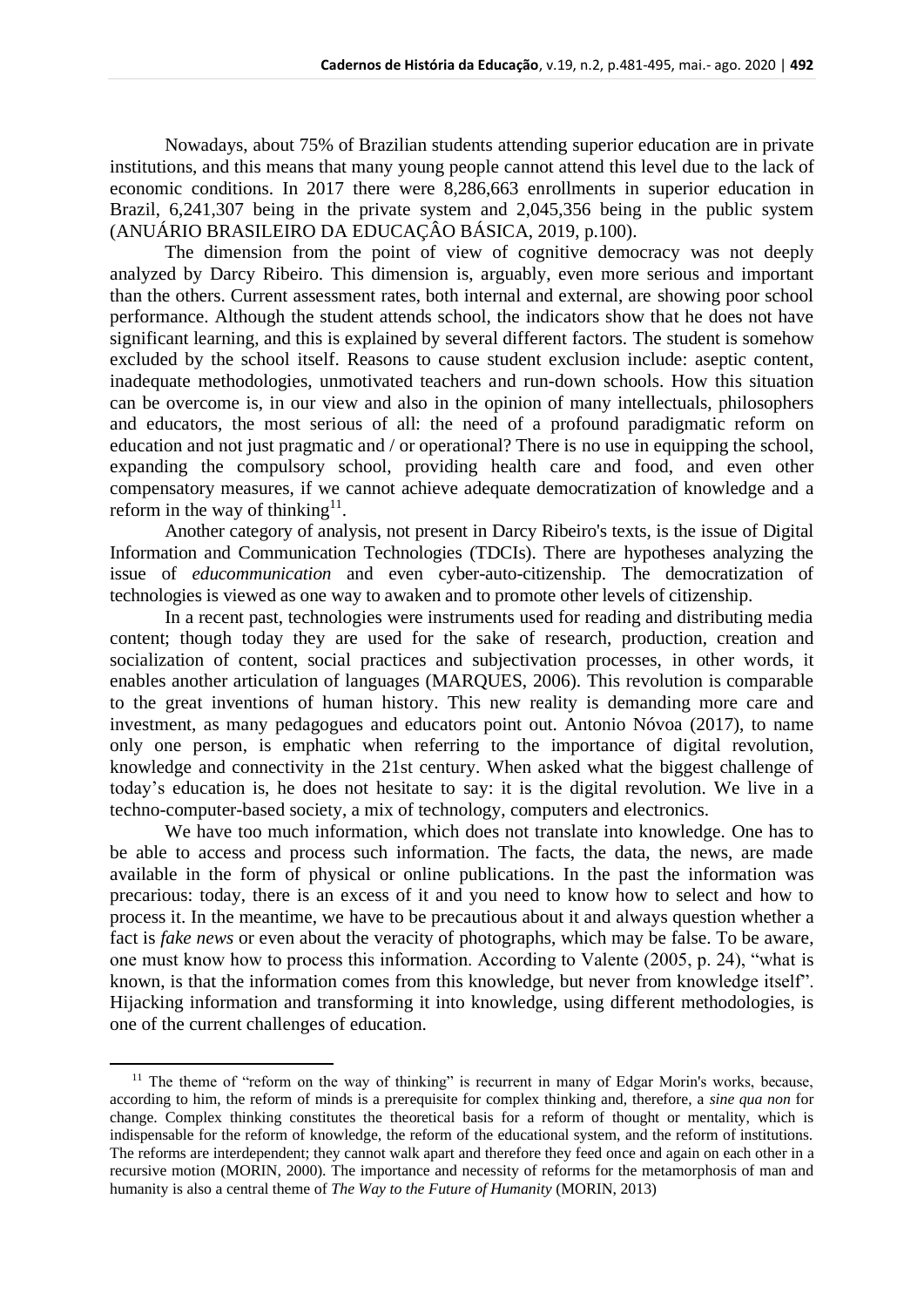Nowadays, about 75% of Brazilian students attending superior education are in private institutions, and this means that many young people cannot attend this level due to the lack of economic conditions. In 2017 there were 8,286,663 enrollments in superior education in Brazil, 6,241,307 being in the private system and 2,045,356 being in the public system (ANUÁRIO BRASILEIRO DA EDUCAÇÂO BÁSICA, 2019, p.100).

The dimension from the point of view of cognitive democracy was not deeply analyzed by Darcy Ribeiro. This dimension is, arguably, even more serious and important than the others. Current assessment rates, both internal and external, are showing poor school performance. Although the student attends school, the indicators show that he does not have significant learning, and this is explained by several different factors. The student is somehow excluded by the school itself. Reasons to cause student exclusion include: aseptic content, inadequate methodologies, unmotivated teachers and run-down schools. How this situation can be overcome is, in our view and also in the opinion of many intellectuals, philosophers and educators, the most serious of all: the need of a profound paradigmatic reform on education and not just pragmatic and / or operational? There is no use in equipping the school, expanding the compulsory school, providing health care and food, and even other compensatory measures, if we cannot achieve adequate democratization of knowledge and a reform in the way of thinking[11].

Another category of analysis, not present in Darcy Ribeiro's texts, is the issue of Digital Information and Communication Technologies (TDCIs). There are hypotheses analyzing the issue of *educommunication* and even cyber-auto-citizenship. The democratization of technologies is viewed as one way to awaken and to promote other levels of citizenship.

In a recent past, technologies were instruments used for reading and distributing media content; though today they are used for the sake of research, production, creation and socialization of content, social practices and subjectivation processes, in other words, it enables another articulation of languages (MARQUES, 2006). This revolution is comparable to the great inventions of human history. This new reality is demanding more care and investment, as many pedagogues and educators point out. Antonio Nóvoa (2017), to name only one person, is emphatic when referring to the importance of digital revolution, knowledge and connectivity in the 21st century. When asked what the biggest challenge of today's education is, he does not hesitate to say: it is the digital revolution. We live in a techno-computer-based society, a mix of technology, computers and electronics.

We have too much information, which does not translate into knowledge. One has to be able to access and process such information. The facts, the data, the news, are made available in the form of physical or online publications. In the past the information was precarious: today, there is an excess of it and you need to know how to select and how to process it. In the meantime, we have to be precautious about it and always question whether a fact is *fake news* or even about the veracity of photographs, which may be false. To be aware, one must know how to process this information. According to Valente (2005, p. 24), "what is known, is that the information comes from this knowledge, but never from knowledge itself". Hijacking information and transforming it into knowledge, using different methodologies, is one of the current challenges of education.

[11] The theme of "reform on the way of thinking" is recurrent in many of Edgar Morin's works, because, according to him, the reform of minds is a prerequisite for complex thinking and, therefore, a *sine qua non* for change. Complex thinking constitutes the theoretical basis for a reform of thought or mentality, which is indispensable for the reform of knowledge, the reform of the educational system, and the reform of institutions. The reforms are interdependent; they cannot walk apart and therefore they feed once and again on each other in a recursive motion (MORIN, 2000). The importance and necessity of reforms for the metamorphosis of man and humanity is also a central theme of *The Way to the Future of Humanity* (MORIN, 2013)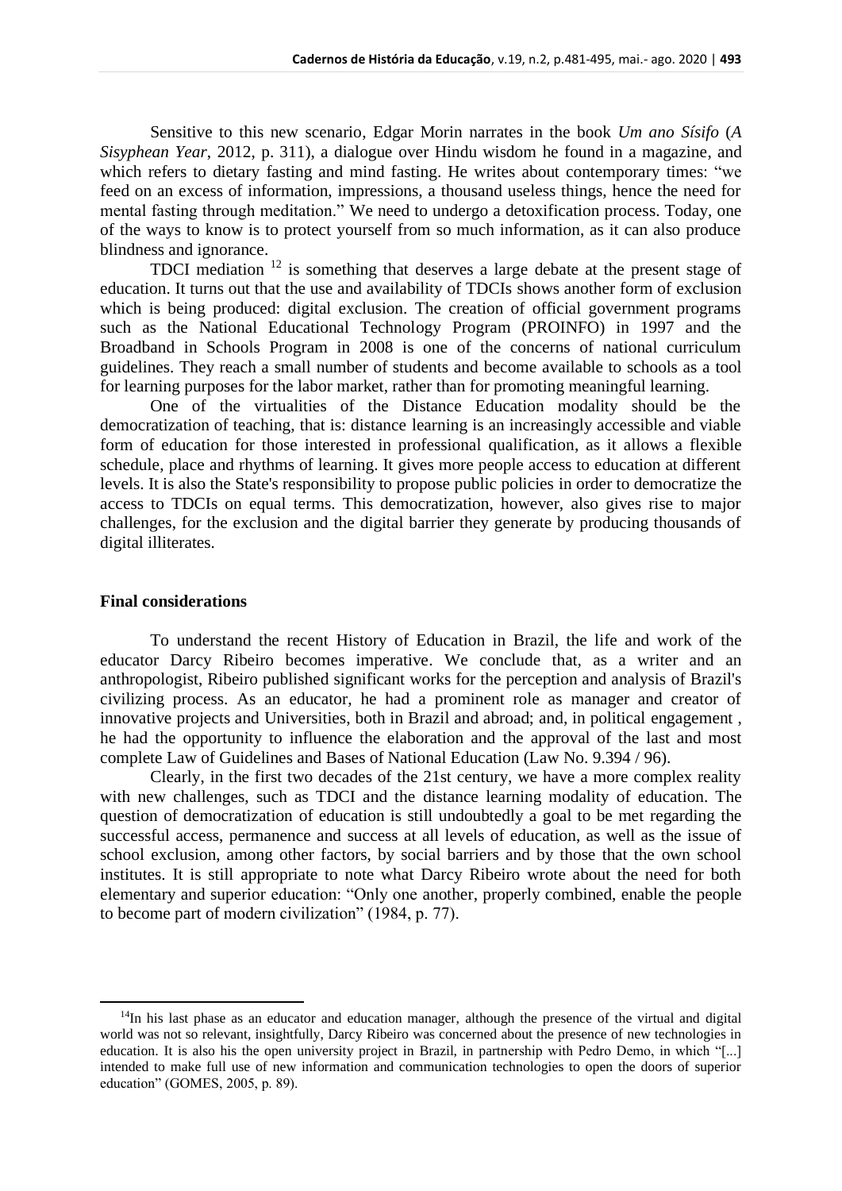Sensitive to this new scenario, Edgar Morin narrates in the book *Um ano Sísifo* (*A Sisyphean Year*, 2012, p. 311), a dialogue over Hindu wisdom he found in a magazine, and which refers to dietary fasting and mind fasting. He writes about contemporary times: "we feed on an excess of information, impressions, a thousand useless things, hence the need for mental fasting through meditation." We need to undergo a detoxification process. Today, one of the ways to know is to protect yourself from so much information, as it can also produce blindness and ignorance.

TDCI mediation [12] is something that deserves a large debate at the present stage of education. It turns out that the use and availability of TDCIs shows another form of exclusion which is being produced: digital exclusion. The creation of official government programs such as the National Educational Technology Program (PROINFO) in 1997 and the Broadband in Schools Program in 2008 is one of the concerns of national curriculum guidelines. They reach a small number of students and become available to schools as a tool for learning purposes for the labor market, rather than for promoting meaningful learning.

One of the virtualities of the Distance Education modality should be the democratization of teaching, that is: distance learning is an increasingly accessible and viable form of education for those interested in professional qualification, as it allows a flexible schedule, place and rhythms of learning. It gives more people access to education at different levels. It is also the State's responsibility to propose public policies in order to democratize the access to TDCIs on equal terms. This democratization, however, also gives rise to major challenges, for the exclusion and the digital barrier they generate by producing thousands of digital illiterates.

## Final considerations

To understand the recent History of Education in Brazil, the life and work of the educator Darcy Ribeiro becomes imperative. We conclude that, as a writer and an anthropologist, Ribeiro published significant works for the perception and analysis of Brazil's civilizing process. As an educator, he had a prominent role as manager and creator of innovative projects and Universities, both in Brazil and abroad; and, in political engagement , he had the opportunity to influence the elaboration and the approval of the last and most complete Law of Guidelines and Bases of National Education (Law No. 9.394 / 96).

Clearly, in the first two decades of the 21st century, we have a more complex reality with new challenges, such as TDCI and the distance learning modality of education. The question of democratization of education is still undoubtedly a goal to be met regarding the successful access, permanence and success at all levels of education, as well as the issue of school exclusion, among other factors, by social barriers and by those that the own school institutes. It is still appropriate to note what Darcy Ribeiro wrote about the need for both elementary and superior education: "Only one another, properly combined, enable the people to become part of modern civilization" (1984, p. 77).

---

[14] In his last phase as an educator and education manager, although the presence of the virtual and digital world was not so relevant, insightfully, Darcy Ribeiro was concerned about the presence of new technologies in education. It is also his the open university project in Brazil, in partnership with Pedro Demo, in which "[...] intended to make full use of new information and communication technologies to open the doors of superior education" (GOMES, 2005, p. 89).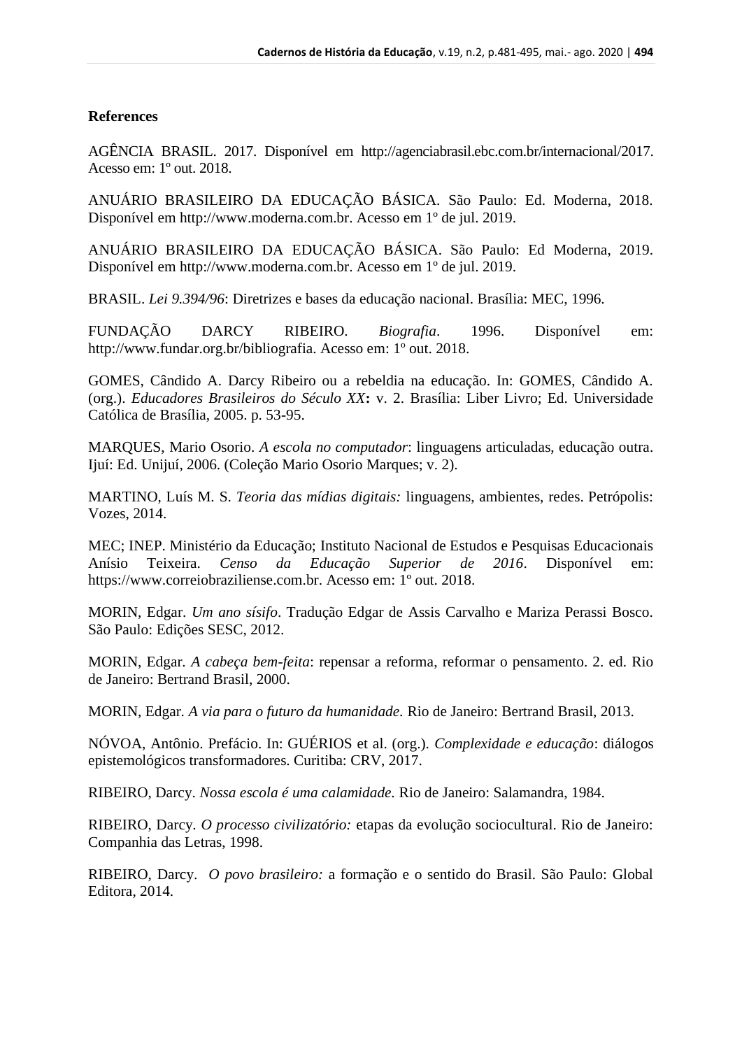**References**

AGÊNCIA BRASIL. 2017. Disponível em http://agenciabrasil.ebc.com.br/internacional/2017. Acesso em: 1º out. 2018.

ANUÁRIO BRASILEIRO DA EDUCAÇÃO BÁSICA. São Paulo: Ed. Moderna, 2018. Disponível em http://www.moderna.com.br. Acesso em 1º de jul. 2019.

ANUÁRIO BRASILEIRO DA EDUCAÇÃO BÁSICA. São Paulo: Ed Moderna, 2019. Disponível em http://www.moderna.com.br. Acesso em 1º de jul. 2019.

BRASIL. *Lei 9.394/96*: Diretrizes e bases da educação nacional. Brasília: MEC, 1996.

FUNDAÇÃO DARCY RIBEIRO. *Biografia*. 1996. Disponível em: http://www.fundar.org.br/bibliografia. Acesso em: 1º out. 2018.

GOMES, Cândido A. Darcy Ribeiro ou a rebeldia na educação. In: GOMES, Cândido A. (org.). *Educadores Brasileiros do Século XX*: v. 2. Brasília: Liber Livro; Ed. Universidade Católica de Brasília, 2005. p. 53-95.

MARQUES, Mario Osorio. *A escola no computador*: linguagens articuladas, educação outra. Ijuí: Ed. Unijuí, 2006. (Coleção Mario Osorio Marques; v. 2).

MARTINO, Luís M. S. *Teoria das mídias digitais:* linguagens, ambientes, redes. Petrópolis: Vozes, 2014.

MEC; INEP. Ministério da Educação; Instituto Nacional de Estudos e Pesquisas Educacionais Anísio Teixeira. *Censo da Educação Superior de 2016*. Disponível em: https://www.correiobraziliense.com.br. Acesso em: 1º out. 2018.

MORIN, Edgar. *Um ano sísifo*. Tradução Edgar de Assis Carvalho e Mariza Perassi Bosco. São Paulo: Edições SESC, 2012.

MORIN, Edgar. *A cabeça bem-feita*: repensar a reforma, reformar o pensamento. 2. ed. Rio de Janeiro: Bertrand Brasil, 2000.

MORIN, Edgar. *A via para o futuro da humanidade.* Rio de Janeiro: Bertrand Brasil, 2013.

NÓVOA, Antônio. Prefácio. In: GUÉRIOS et al. (org.). *Complexidade e educação*: diálogos epistemológicos transformadores. Curitiba: CRV, 2017.

RIBEIRO, Darcy. *Nossa escola é uma calamidade.* Rio de Janeiro: Salamandra, 1984.

RIBEIRO, Darcy. *O processo civilizatório:* etapas da evolução sociocultural. Rio de Janeiro: Companhia das Letras, 1998.

RIBEIRO, Darcy. *O povo brasileiro:* a formação e o sentido do Brasil. São Paulo: Global Editora, 2014.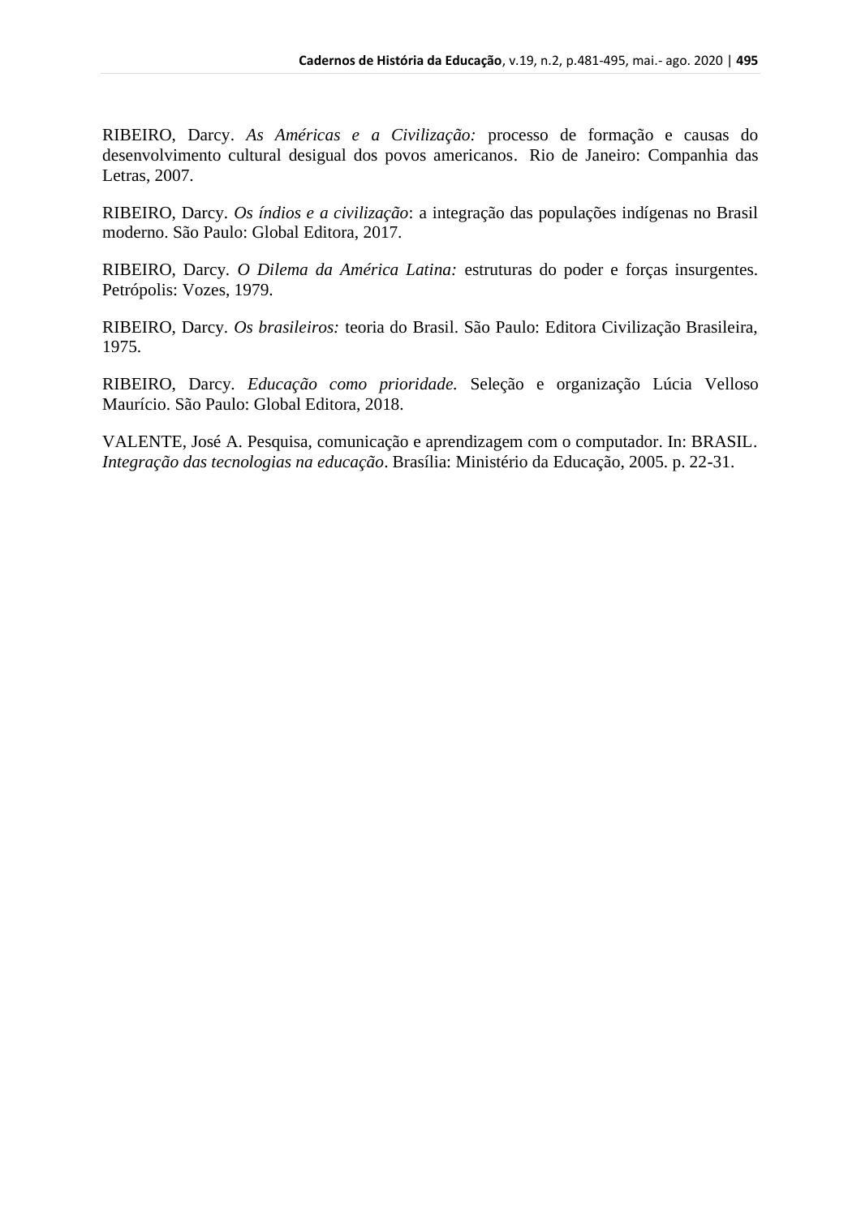RIBEIRO, Darcy. *As Américas e a Civilização:* processo de formação e causas do desenvolvimento cultural desigual dos povos americanos. Rio de Janeiro: Companhia das Letras, 2007.

RIBEIRO, Darcy. *Os índios e a civilização*: a integração das populações indígenas no Brasil moderno. São Paulo: Global Editora, 2017.

RIBEIRO, Darcy. *O Dilema da América Latina:* estruturas do poder e forças insurgentes. Petrópolis: Vozes, 1979.

RIBEIRO, Darcy. *Os brasileiros:* teoria do Brasil. São Paulo: Editora Civilização Brasileira, 1975.

RIBEIRO, Darcy. *Educação como prioridade.* Seleção e organização Lúcia Velloso Maurício. São Paulo: Global Editora, 2018.

VALENTE, José A. Pesquisa, comunicação e aprendizagem com o computador. In: BRASIL. *Integração das tecnologias na educação*. Brasília: Ministério da Educação, 2005. p. 22-31.